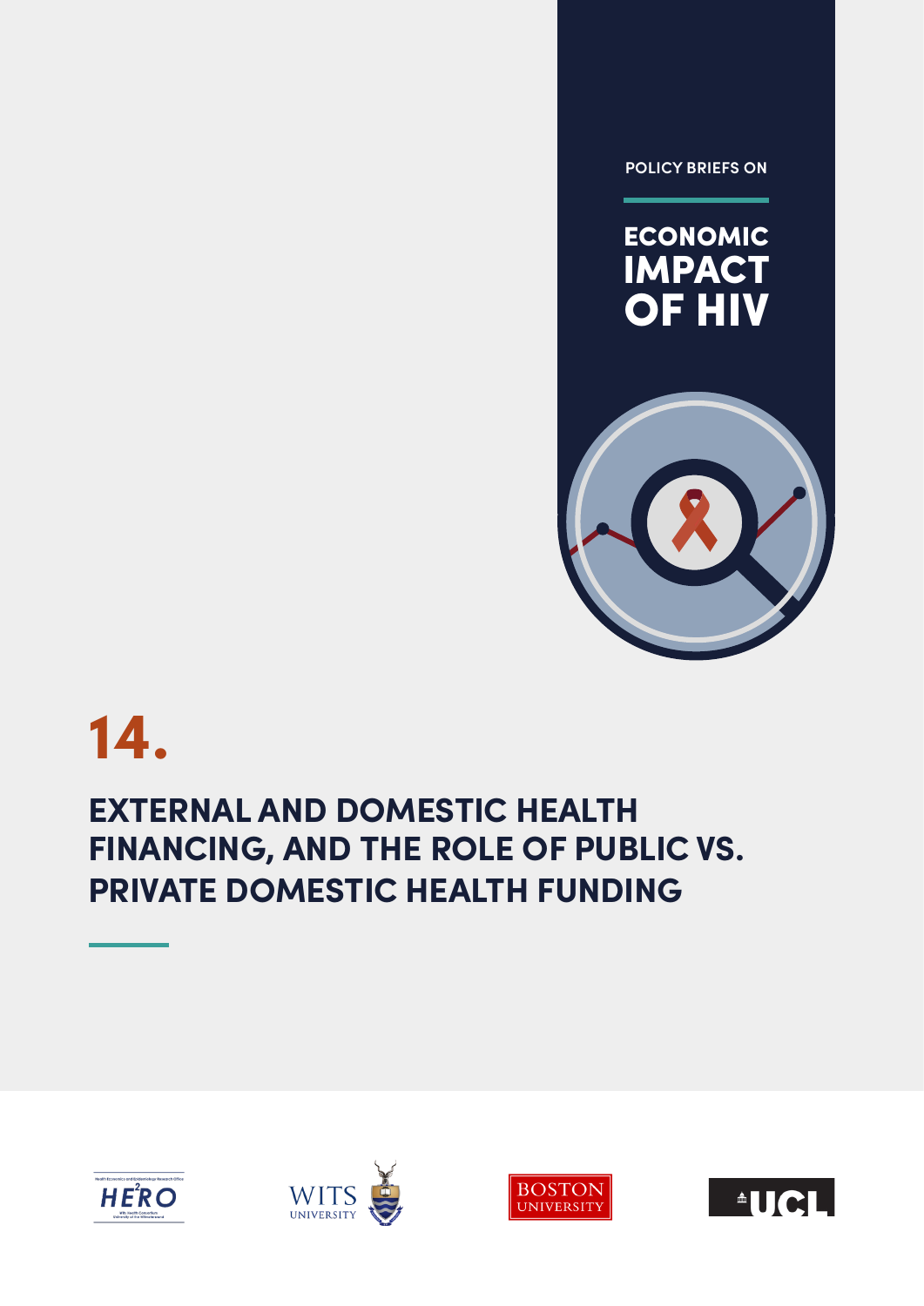POLICY BRIEFS ON

# ECONOMIC IMPACT OF HIV

# 14.

## EXTERNAL AND DOMESTIC HEALTH FINANCING, AND THE ROLE OF PUBLIC VS. PRIVATE DOMESTIC HEALTH FUNDING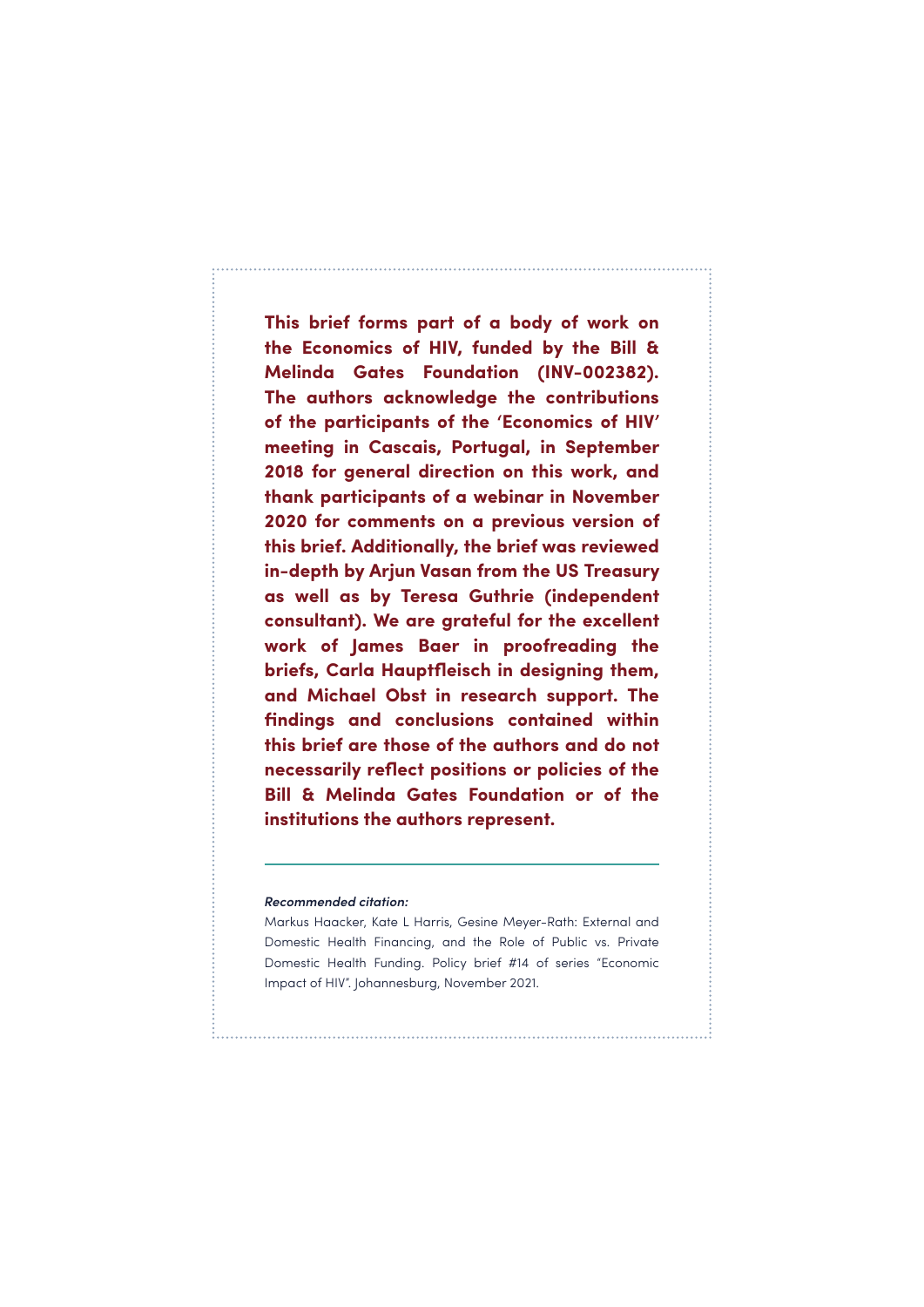**This brief forms part of a body of work on the Economics of HIV, funded by the Bill & Melinda Gates Foundation (INV-002382). The authors acknowledge the contributions of the participants of the 'Economics of HIV' meeting in Cascais, Portugal, in September 2018 for general direction on this work, and thank participants of a webinar in November 2020 for comments on a previous version of this brief. Additionally, the brief was reviewed in-depth by Arjun Vasan from the US Treasury as well as by Teresa Guthrie (independent consultant). We are grateful for the excellent work of James Baer in proofreading the briefs, Carla Hauptfleisch in designing them, and Michael Obst in research support. The findings and conclusions contained within this brief are those of the authors and do not necessarily reflect positions or policies of the Bill & Melinda Gates Foundation or of the institutions the authors represent.**

---

***Recommended citation:***

Markus Haacker, Kate L Harris, Gesine Meyer-Rath: External and Domestic Health Financing, and the Role of Public vs. Private Domestic Health Funding. Policy brief #14 of series "Economic Impact of HIV". Johannesburg, November 2021.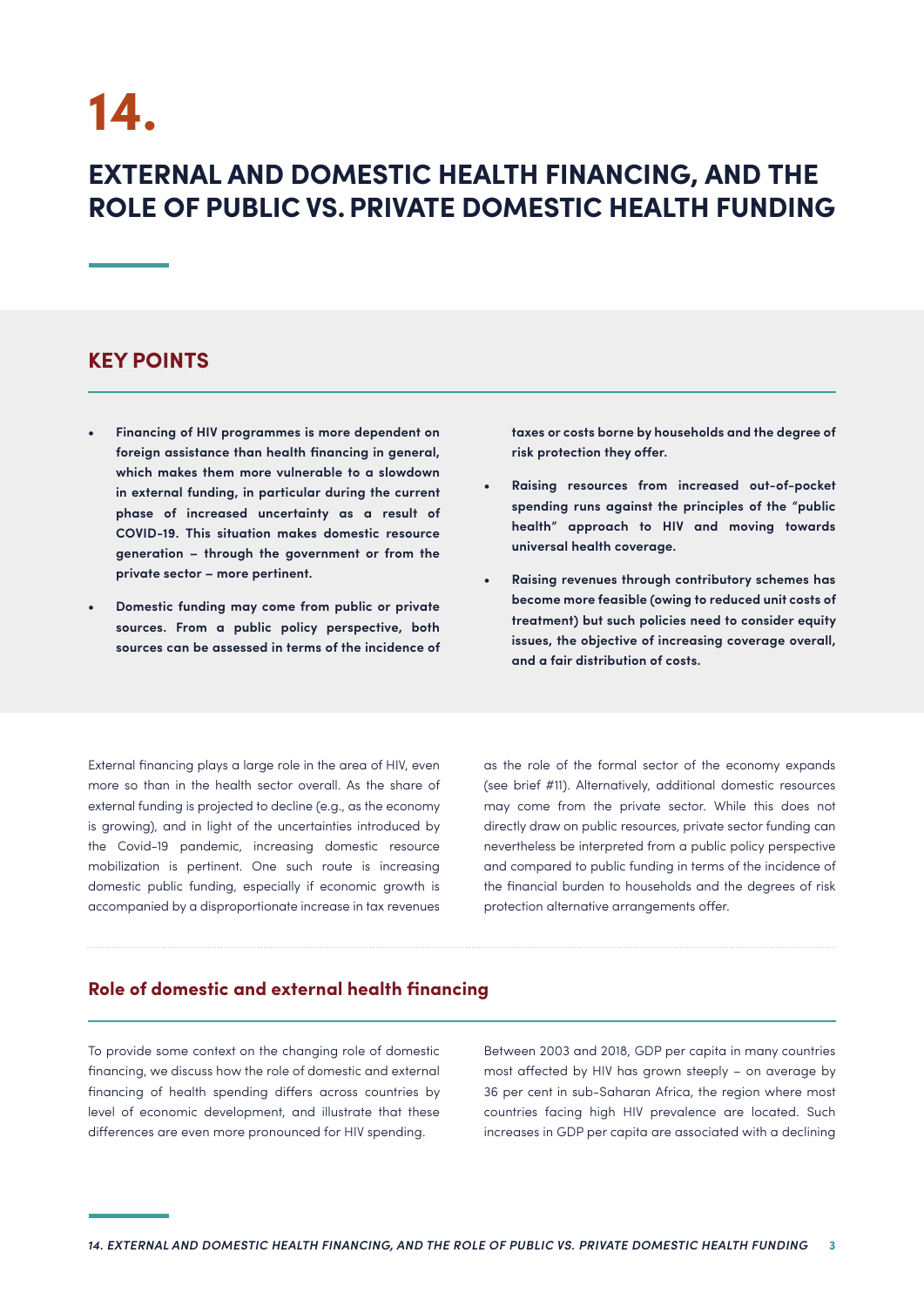# 14.

# EXTERNAL AND DOMESTIC HEALTH FINANCING, AND THE ROLE OF PUBLIC VS. PRIVATE DOMESTIC HEALTH FUNDING

## KEY POINTS

- **Financing of HIV programmes is more dependent on foreign assistance than health financing in general, which makes them more vulnerable to a slowdown in external funding, in particular during the current phase of increased uncertainty as a result of COVID-19. This situation makes domestic resource generation – through the government or from the private sector – more pertinent.**
- **Domestic funding may come from public or private sources. From a public policy perspective, both sources can be assessed in terms of the incidence of taxes or costs borne by households and the degree of risk protection they offer.**
- **Raising resources from increased out-of-pocket spending runs against the principles of the "public health" approach to HIV and moving towards universal health coverage.**
- **Raising revenues through contributory schemes has become more feasible (owing to reduced unit costs of treatment) but such policies need to consider equity issues, the objective of increasing coverage overall, and a fair distribution of costs.**

External financing plays a large role in the area of HIV, even more so than in the health sector overall. As the share of external funding is projected to decline (e.g., as the economy is growing), and in light of the uncertainties introduced by the Covid-19 pandemic, increasing domestic resource mobilization is pertinent. One such route is increasing domestic public funding, especially if economic growth is accompanied by a disproportionate increase in tax revenues as the role of the formal sector of the economy expands (see brief #11). Alternatively, additional domestic resources may come from the private sector. While this does not directly draw on public resources, private sector funding can nevertheless be interpreted from a public policy perspective and compared to public funding in terms of the incidence of the financial burden to households and the degrees of risk protection alternative arrangements offer.

## Role of domestic and external health financing

To provide some context on the changing role of domestic financing, we discuss how the role of domestic and external financing of health spending differs across countries by level of economic development, and illustrate that these differences are even more pronounced for HIV spending.

Between 2003 and 2018, GDP per capita in many countries most affected by HIV has grown steeply – on average by 36 per cent in sub-Saharan Africa, the region where most countries facing high HIV prevalence are located. Such increases in GDP per capita are associated with a declining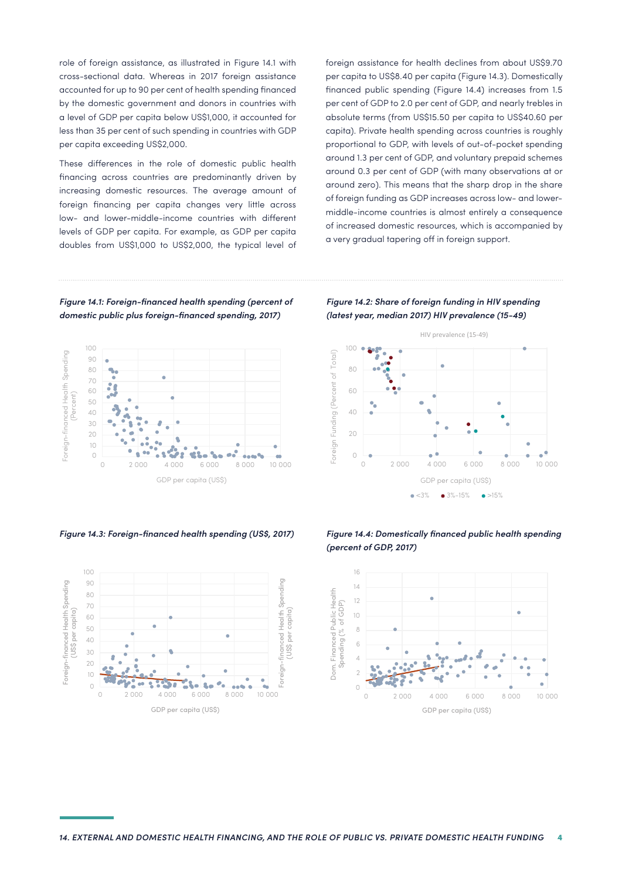role of foreign assistance, as illustrated in Figure 14.1 with cross-sectional data. Whereas in 2017 foreign assistance accounted for up to 90 per cent of health spending financed by the domestic government and donors in countries with a level of GDP per capita below US$1,000, it accounted for less than 35 per cent of such spending in countries with GDP per capita exceeding US$2,000.

These differences in the role of domestic public health financing across countries are predominantly driven by increasing domestic resources. The average amount of foreign financing per capita changes very little across low- and lower-middle-income countries with different levels of GDP per capita. For example, as GDP per capita doubles from US$1,000 to US$2,000, the typical level of foreign assistance for health declines from about US$9.70 per capita to US$8.40 per capita (Figure 14.3). Domestically financed public spending (Figure 14.4) increases from 1.5 per cent of GDP to 2.0 per cent of GDP, and nearly trebles in absolute terms (from US$15.50 per capita to US$40.60 per capita). Private health spending across countries is roughly proportional to GDP, with levels of out-of-pocket spending around 1.3 per cent of GDP, and voluntary prepaid schemes around 0.3 per cent of GDP (with many observations at or around zero). This means that the sharp drop in the share of foreign funding as GDP increases across low- and lower-middle-income countries is almost entirely a consequence of increased domestic resources, which is accompanied by a very gradual tapering off in foreign support.

*Figure 14.1: Foreign-financed health spending (percent of domestic public plus foreign-financed spending, 2017)*

*Figure 14.2: Share of foreign funding in HIV spending (latest year, median 2017) HIV prevalence (15-49)*

*Figure 14.3: Foreign-financed health spending (US$, 2017)*

*Figure 14.4: Domestically financed public health spending (percent of GDP, 2017)*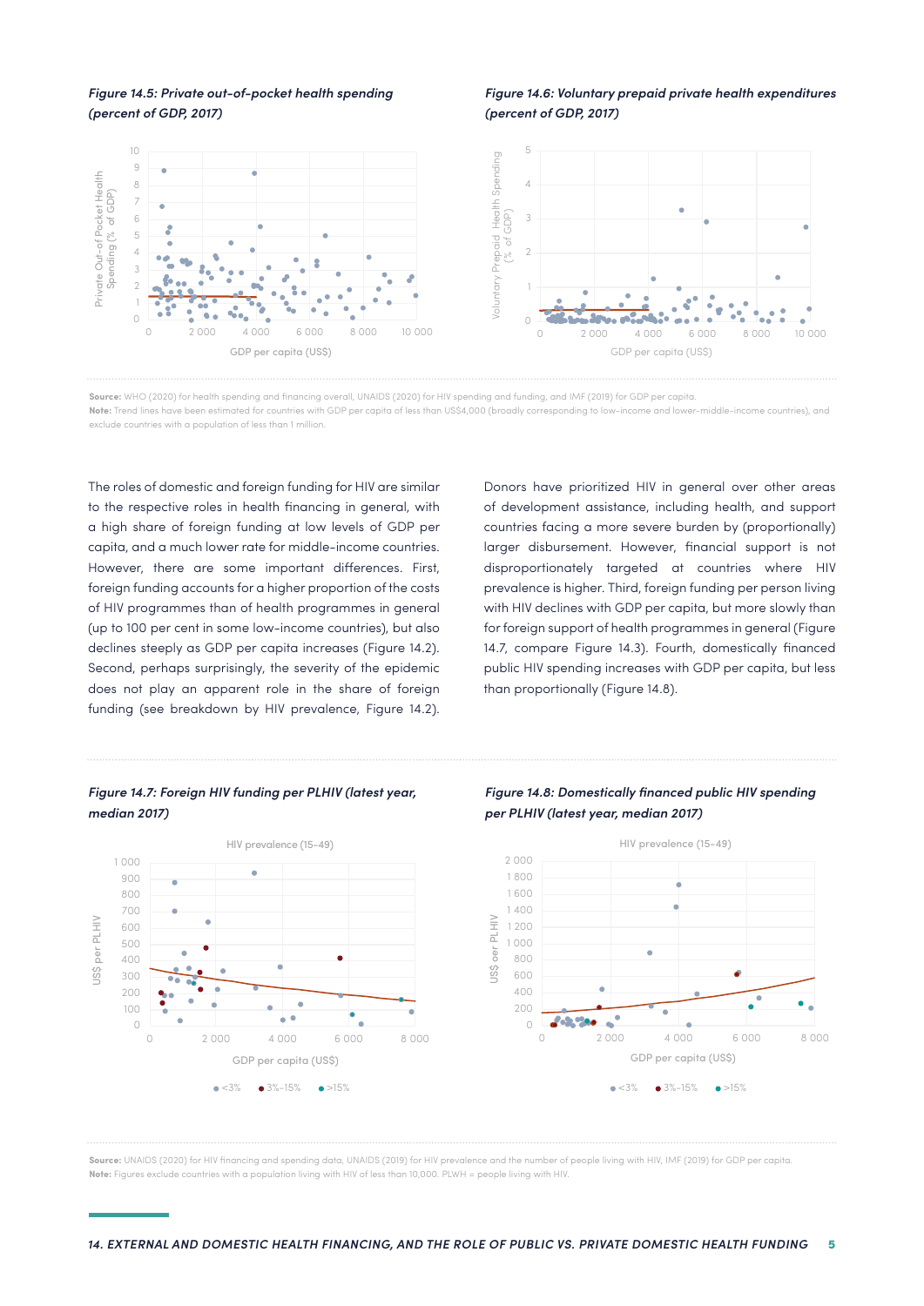*Figure 14.5: Private out-of-pocket health spending (percent of GDP, 2017)*

*Figure 14.6: Voluntary prepaid private health expenditures (percent of GDP, 2017)*

**Source:** WHO (2020) for health spending and financing overall, UNAIDS (2020) for HIV spending and funding, and IMF (2019) for GDP per capita.
**Note:** Trend lines have been estimated for countries with GDP per capita of less than US$4,000 (broadly corresponding to low-income and lower-middle-income countries), and exclude countries with a population of less than 1 million.

The roles of domestic and foreign funding for HIV are similar to the respective roles in health financing in general, with a high share of foreign funding at low levels of GDP per capita, and a much lower rate for middle-income countries. However, there are some important differences. First, foreign funding accounts for a higher proportion of the costs of HIV programmes than of health programmes in general (up to 100 per cent in some low-income countries), but also declines steeply as GDP per capita increases (Figure 14.2). Second, perhaps surprisingly, the severity of the epidemic does not play an apparent role in the share of foreign funding (see breakdown by HIV prevalence, Figure 14.2).

Donors have prioritized HIV in general over other areas of development assistance, including health, and support countries facing a more severe burden by (proportionally) larger disbursement. However, financial support is not disproportionately targeted at countries where HIV prevalence is higher. Third, foreign funding per person living with HIV declines with GDP per capita, but more slowly than for foreign support of health programmes in general (Figure 14.7, compare Figure 14.3). Fourth, domestically financed public HIV spending increases with GDP per capita, but less than proportionally (Figure 14.8).

*Figure 14.7: Foreign HIV funding per PLHIV (latest year, median 2017)*

*Figure 14.8: Domestically financed public HIV spending per PLHIV (latest year, median 2017)*

**Source:** UNAIDS (2020) for HIV financing and spending data, UNAIDS (2019) for HIV prevalence and the number of people living with HIV, IMF (2019) for GDP per capita.
**Note:** Figures exclude countries with a population living with HIV of less than 10,000. PLWH = people living with HIV.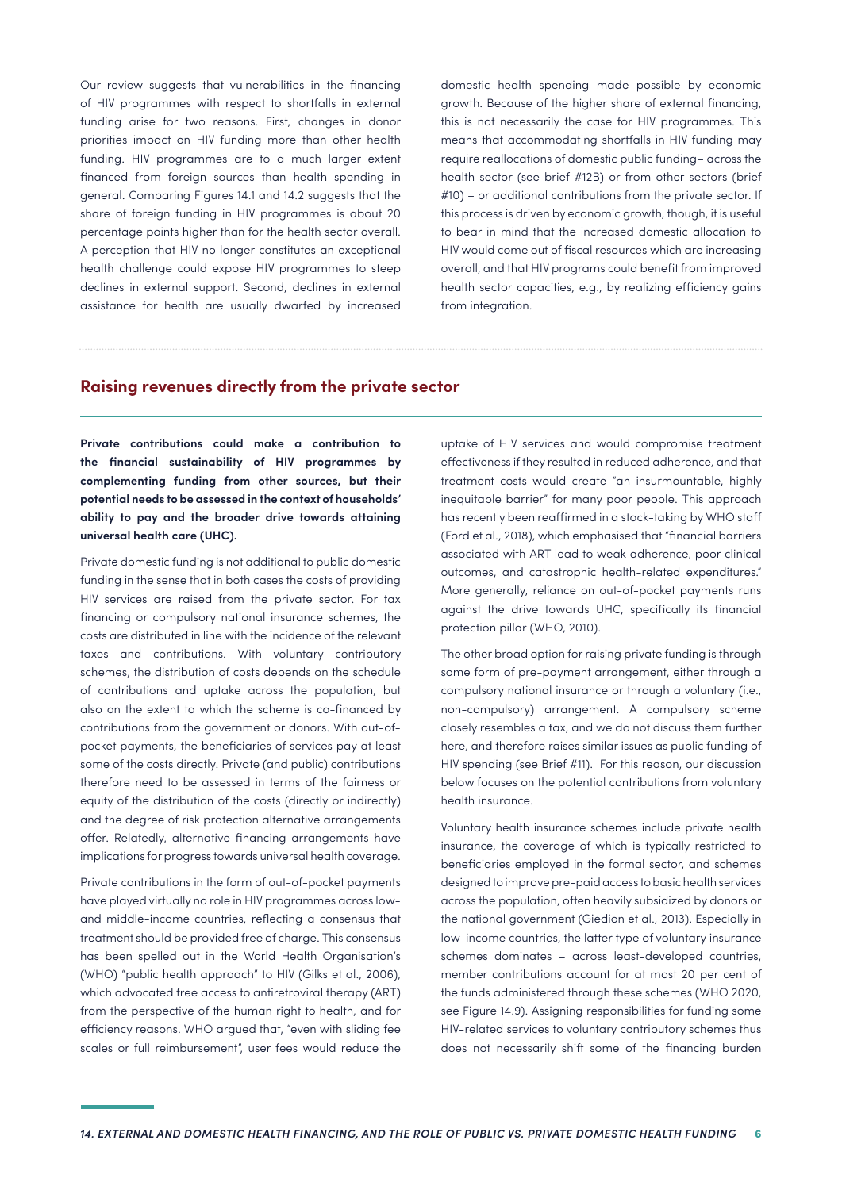Our review suggests that vulnerabilities in the financing of HIV programmes with respect to shortfalls in external funding arise for two reasons. First, changes in donor priorities impact on HIV funding more than other health funding. HIV programmes are to a much larger extent financed from foreign sources than health spending in general. Comparing Figures 14.1 and 14.2 suggests that the share of foreign funding in HIV programmes is about 20 percentage points higher than for the health sector overall. A perception that HIV no longer constitutes an exceptional health challenge could expose HIV programmes to steep declines in external support. Second, declines in external assistance for health are usually dwarfed by increased domestic health spending made possible by economic growth. Because of the higher share of external financing, this is not necessarily the case for HIV programmes. This means that accommodating shortfalls in HIV funding may require reallocations of domestic public funding– across the health sector (see brief #12B) or from other sectors (brief #10) – or additional contributions from the private sector. If this process is driven by economic growth, though, it is useful to bear in mind that the increased domestic allocation to HIV would come out of fiscal resources which are increasing overall, and that HIV programs could benefit from improved health sector capacities, e.g., by realizing efficiency gains from integration.

## Raising revenues directly from the private sector

**Private contributions could make a contribution to the financial sustainability of HIV programmes by complementing funding from other sources, but their potential needs to be assessed in the context of households' ability to pay and the broader drive towards attaining universal health care (UHC).**

Private domestic funding is not additional to public domestic funding in the sense that in both cases the costs of providing HIV services are raised from the private sector. For tax financing or compulsory national insurance schemes, the costs are distributed in line with the incidence of the relevant taxes and contributions. With voluntary contributory schemes, the distribution of costs depends on the schedule of contributions and uptake across the population, but also on the extent to which the scheme is co-financed by contributions from the government or donors. With out-of-pocket payments, the beneficiaries of services pay at least some of the costs directly. Private (and public) contributions therefore need to be assessed in terms of the fairness or equity of the distribution of the costs (directly or indirectly) and the degree of risk protection alternative arrangements offer. Relatedly, alternative financing arrangements have implications for progress towards universal health coverage.

Private contributions in the form of out-of-pocket payments have played virtually no role in HIV programmes across low- and middle-income countries, reflecting a consensus that treatment should be provided free of charge. This consensus has been spelled out in the World Health Organisation's (WHO) "public health approach" to HIV (Gilks et al., 2006), which advocated free access to antiretroviral therapy (ART) from the perspective of the human right to health, and for efficiency reasons. WHO argued that, "even with sliding fee scales or full reimbursement", user fees would reduce the uptake of HIV services and would compromise treatment effectiveness if they resulted in reduced adherence, and that treatment costs would create "an insurmountable, highly inequitable barrier" for many poor people. This approach has recently been reaffirmed in a stock-taking by WHO staff (Ford et al., 2018), which emphasised that "financial barriers associated with ART lead to weak adherence, poor clinical outcomes, and catastrophic health-related expenditures." More generally, reliance on out-of-pocket payments runs against the drive towards UHC, specifically its financial protection pillar (WHO, 2010).

The other broad option for raising private funding is through some form of pre-payment arrangement, either through a compulsory national insurance or through a voluntary (i.e., non-compulsory) arrangement. A compulsory scheme closely resembles a tax, and we do not discuss them further here, and therefore raises similar issues as public funding of HIV spending (see Brief #11). For this reason, our discussion below focuses on the potential contributions from voluntary health insurance.

Voluntary health insurance schemes include private health insurance, the coverage of which is typically restricted to beneficiaries employed in the formal sector, and schemes designed to improve pre-paid access to basic health services across the population, often heavily subsidized by donors or the national government (Giedion et al., 2013). Especially in low-income countries, the latter type of voluntary insurance schemes dominates – across least-developed countries, member contributions account for at most 20 per cent of the funds administered through these schemes (WHO 2020, see Figure 14.9). Assigning responsibilities for funding some HIV-related services to voluntary contributory schemes thus does not necessarily shift some of the financing burden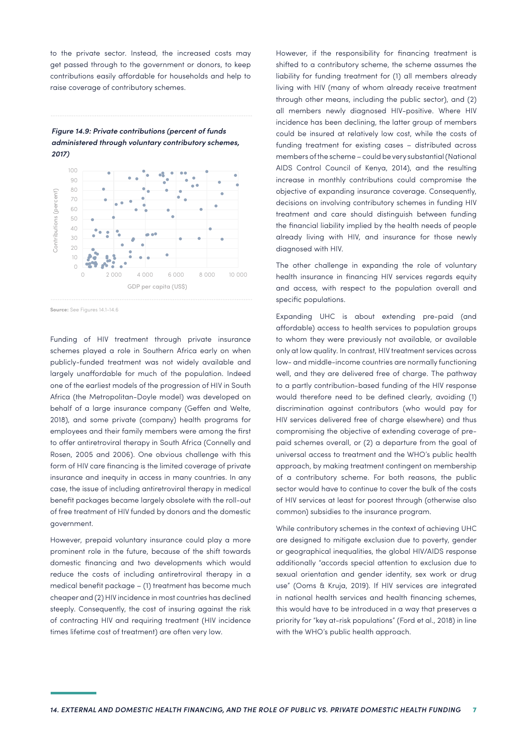to the private sector. Instead, the increased costs may get passed through to the government or donors, to keep contributions easily affordable for households and help to raise coverage of contributory schemes.

*Figure 14.9: Private contributions (percent of funds administered through voluntary contributory schemes, 2017)*

**Source:** See Figures 14.1-14.6

Funding of HIV treatment through private insurance schemes played a role in Southern Africa early on when publicly-funded treatment was not widely available and largely unaffordable for much of the population. Indeed one of the earliest models of the progression of HIV in South Africa (the Metropolitan-Doyle model) was developed on behalf of a large insurance company (Geffen and Welte, 2018), and some private (company) health programs for employees and their family members were among the first to offer antiretroviral therapy in South Africa (Connelly and Rosen, 2005 and 2006). One obvious challenge with this form of HIV care financing is the limited coverage of private insurance and inequity in access in many countries. In any case, the issue of including antiretroviral therapy in medical benefit packages became largely obsolete with the roll-out of free treatment of HIV funded by donors and the domestic government.

However, prepaid voluntary insurance could play a more prominent role in the future, because of the shift towards domestic financing and two developments which would reduce the costs of including antiretroviral therapy in a medical benefit package – (1) treatment has become much cheaper and (2) HIV incidence in most countries has declined steeply. Consequently, the cost of insuring against the risk of contracting HIV and requiring treatment (HIV incidence times lifetime cost of treatment) are often very low.

However, if the responsibility for financing treatment is shifted to a contributory scheme, the scheme assumes the liability for funding treatment for (1) all members already living with HIV (many of whom already receive treatment through other means, including the public sector), and (2) all members newly diagnosed HIV-positive. Where HIV incidence has been declining, the latter group of members could be insured at relatively low cost, while the costs of funding treatment for existing cases – distributed across members of the scheme – could be very substantial (National AIDS Control Council of Kenya, 2014), and the resulting increase in monthly contributions could compromise the objective of expanding insurance coverage. Consequently, decisions on involving contributory schemes in funding HIV treatment and care should distinguish between funding the financial liability implied by the health needs of people already living with HIV, and insurance for those newly diagnosed with HIV.

The other challenge in expanding the role of voluntary health insurance in financing HIV services regards equity and access, with respect to the population overall and specific populations.

Expanding UHC is about extending pre-paid (and affordable) access to health services to population groups to whom they were previously not available, or available only at low quality. In contrast, HIV treatment services across low- and middle-income countries are normally functioning well, and they are delivered free of charge. The pathway to a partly contribution-based funding of the HIV response would therefore need to be defined clearly, avoiding (1) discrimination against contributors (who would pay for HIV services delivered free of charge elsewhere) and thus compromising the objective of extending coverage of pre-paid schemes overall, or (2) a departure from the goal of universal access to treatment and the WHO's public health approach, by making treatment contingent on membership of a contributory scheme. For both reasons, the public sector would have to continue to cover the bulk of the costs of HIV services at least for poorest through (otherwise also common) subsidies to the insurance program.

While contributory schemes in the context of achieving UHC are designed to mitigate exclusion due to poverty, gender or geographical inequalities, the global HIV/AIDS response additionally "accords special attention to exclusion due to sexual orientation and gender identity, sex work or drug use" (Ooms & Kruja, 2019). If HIV services are integrated in national health services and health financing schemes, this would have to be introduced in a way that preserves a priority for "key at-risk populations" (Ford et al., 2018) in line with the WHO's public health approach.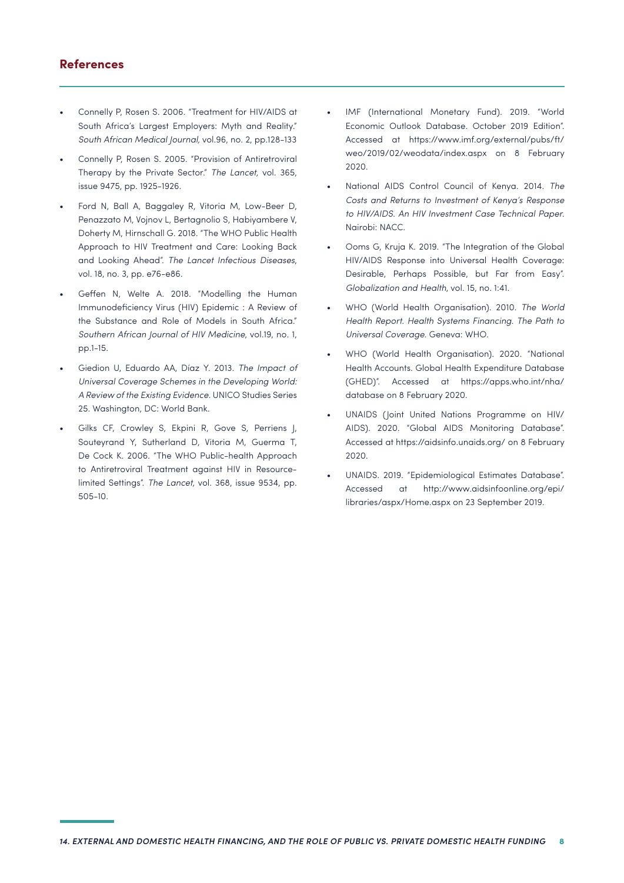## References

- Connelly P, Rosen S. 2006. "Treatment for HIV/AIDS at South Africa's Largest Employers: Myth and Reality." *South African Medical Journal,* vol.96, no. 2, pp.128-133
- Connelly P, Rosen S. 2005. "Provision of Antiretroviral Therapy by the Private Sector." *The Lancet,* vol. 365, issue 9475, pp. 1925-1926.
- Ford N, Ball A, Baggaley R, Vitoria M, Low-Beer D, Penazzato M, Vojnov L, Bertagnolio S, Habiyambere V, Doherty M, Hirnschall G. 2018. "The WHO Public Health Approach to HIV Treatment and Care: Looking Back and Looking Ahead". *The Lancet Infectious Diseases,* vol. 18, no. 3, pp. e76-e86.
- Geffen N, Welte A. 2018. "Modelling the Human Immunodeficiency Virus (HIV) Epidemic : A Review of the Substance and Role of Models in South Africa." *Southern African Journal of HIV Medicine,* vol.19, no. 1, pp.1-15.
- Giedion U, Eduardo AA, Díaz Y. 2013. *The Impact of Universal Coverage Schemes in the Developing World: A Review of the Existing Evidence.* UNICO Studies Series 25. Washington, DC: World Bank.
- Gilks CF, Crowley S, Ekpini R, Gove S, Perriens J, Souteyrand Y, Sutherland D, Vitoria M, Guerma T, De Cock K. 2006. "The WHO Public-health Approach to Antiretroviral Treatment against HIV in Resource-limited Settings". *The Lancet,* vol. 368, issue 9534, pp. 505-10.
- IMF (International Monetary Fund). 2019. "World Economic Outlook Database. October 2019 Edition". Accessed at https://www.imf.org/external/pubs/ft/weo/2019/02/weodata/index.aspx on 8 February 2020.
- National AIDS Control Council of Kenya. 2014. *The Costs and Returns to Investment of Kenya's Response to HIV/AIDS. An HIV Investment Case Technical Paper.* Nairobi: NACC.
- Ooms G, Kruja K. 2019. "The Integration of the Global HIV/AIDS Response into Universal Health Coverage: Desirable, Perhaps Possible, but Far from Easy". *Globalization and Health,* vol. 15, no. 1:41.
- WHO (World Health Organisation). 2010. *The World Health Report. Health Systems Financing. The Path to Universal Coverage.* Geneva: WHO.
- WHO (World Health Organisation). 2020. "National Health Accounts. Global Health Expenditure Database (GHED)". Accessed at https://apps.who.int/nha/database on 8 February 2020.
- UNAIDS (Joint United Nations Programme on HIV/AIDS). 2020. "Global AIDS Monitoring Database". Accessed at https://aidsinfo.unaids.org/ on 8 February 2020.
- UNAIDS. 2019. "Epidemiological Estimates Database". Accessed at http://www.aidsinfoonline.org/epi/libraries/aspx/Home.aspx on 23 September 2019.